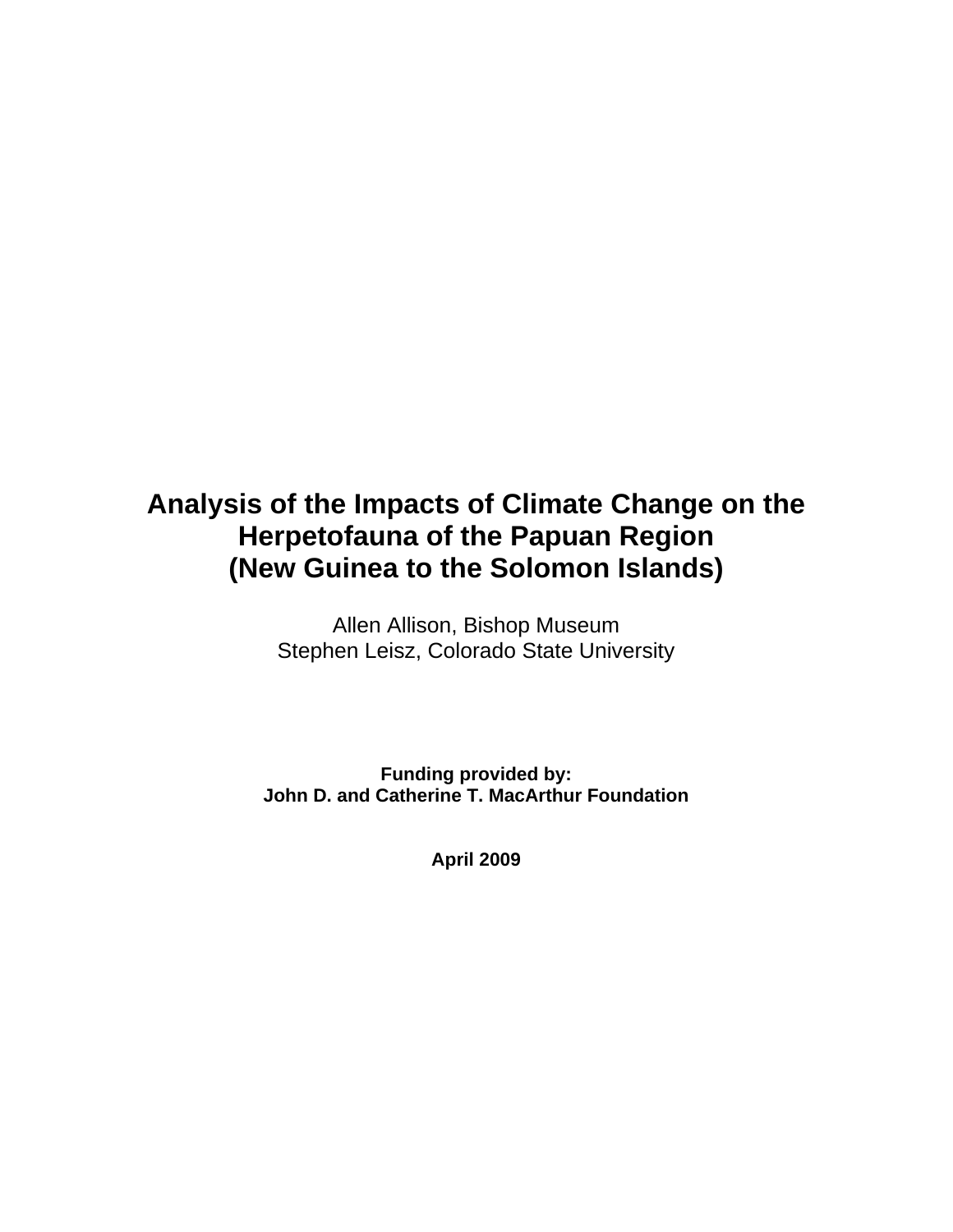# Analysis of the Impacts of Climate Change on the Herpetofauna of the Papuan Region (New Guinea to the Solomon Islands)

Allen Allison, Bishop Museum
Stephen Leisz, Colorado State University

**Funding provided by:**
**John D. and Catherine T. MacArthur Foundation**

**April 2009**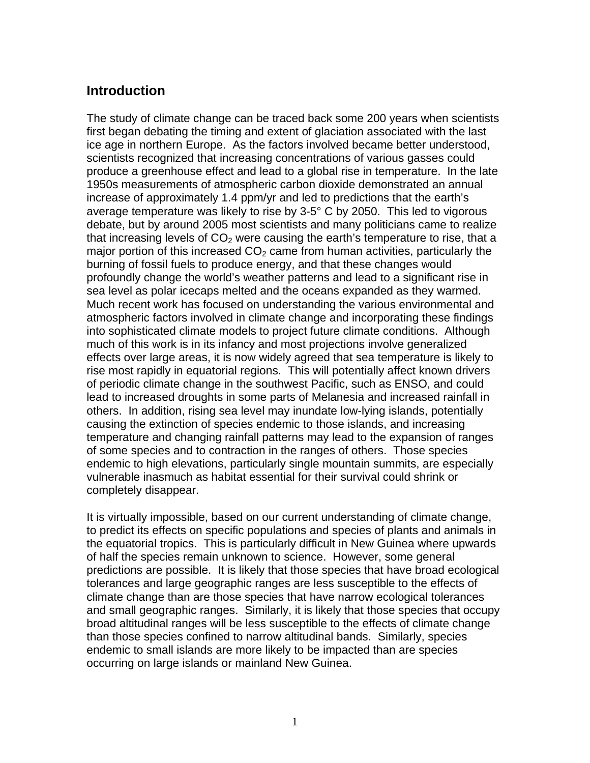## Introduction

The study of climate change can be traced back some 200 years when scientists first began debating the timing and extent of glaciation associated with the last ice age in northern Europe. As the factors involved became better understood, scientists recognized that increasing concentrations of various gasses could produce a greenhouse effect and lead to a global rise in temperature. In the late 1950s measurements of atmospheric carbon dioxide demonstrated an annual increase of approximately 1.4 ppm/yr and led to predictions that the earth's average temperature was likely to rise by 3-5° C by 2050. This led to vigorous debate, but by around 2005 most scientists and many politicians came to realize that increasing levels of $CO_2$ were causing the earth's temperature to rise, that a major portion of this increased $CO_2$ came from human activities, particularly the burning of fossil fuels to produce energy, and that these changes would profoundly change the world's weather patterns and lead to a significant rise in sea level as polar icecaps melted and the oceans expanded as they warmed. Much recent work has focused on understanding the various environmental and atmospheric factors involved in climate change and incorporating these findings into sophisticated climate models to project future climate conditions. Although much of this work is in its infancy and most projections involve generalized effects over large areas, it is now widely agreed that sea temperature is likely to rise most rapidly in equatorial regions. This will potentially affect known drivers of periodic climate change in the southwest Pacific, such as ENSO, and could lead to increased droughts in some parts of Melanesia and increased rainfall in others. In addition, rising sea level may inundate low-lying islands, potentially causing the extinction of species endemic to those islands, and increasing temperature and changing rainfall patterns may lead to the expansion of ranges of some species and to contraction in the ranges of others. Those species endemic to high elevations, particularly single mountain summits, are especially vulnerable inasmuch as habitat essential for their survival could shrink or completely disappear.

It is virtually impossible, based on our current understanding of climate change, to predict its effects on specific populations and species of plants and animals in the equatorial tropics. This is particularly difficult in New Guinea where upwards of half the species remain unknown to science. However, some general predictions are possible. It is likely that those species that have broad ecological tolerances and large geographic ranges are less susceptible to the effects of climate change than are those species that have narrow ecological tolerances and small geographic ranges. Similarly, it is likely that those species that occupy broad altitudinal ranges will be less susceptible to the effects of climate change than those species confined to narrow altitudinal bands. Similarly, species endemic to small islands are more likely to be impacted than are species occurring on large islands or mainland New Guinea.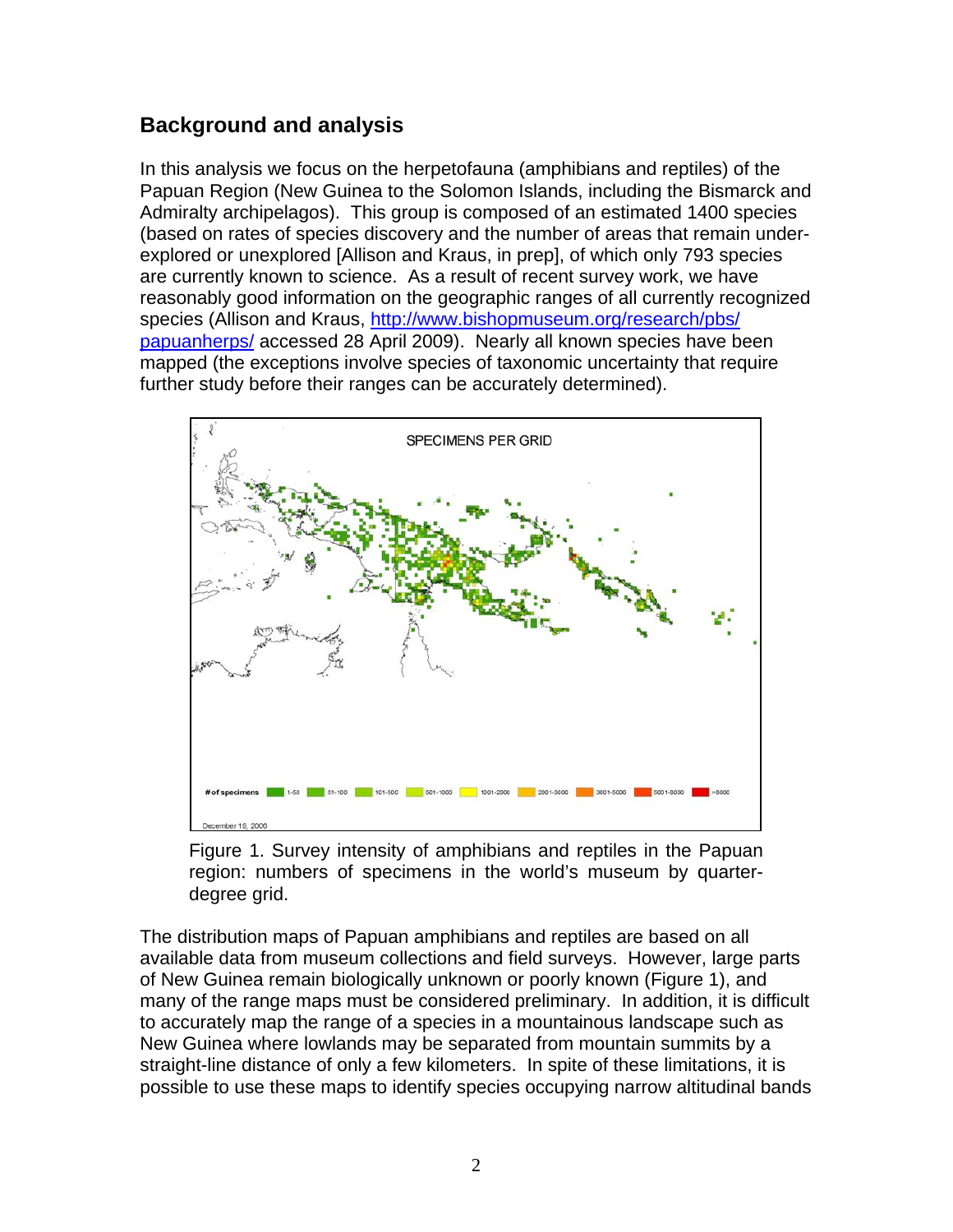## Background and analysis

In this analysis we focus on the herpetofauna (amphibians and reptiles) of the Papuan Region (New Guinea to the Solomon Islands, including the Bismarck and Admiralty archipelagos). This group is composed of an estimated 1400 species (based on rates of species discovery and the number of areas that remain under-explored or unexplored [Allison and Kraus, in prep], of which only 793 species are currently known to science. As a result of recent survey work, we have reasonably good information on the geographic ranges of all currently recognized species (Allison and Kraus, [http://www.bishopmuseum.org/research/pbs/papuanherps/](http://www.bishopmuseum.org/research/pbs/papuanherps/) accessed 28 April 2009). Nearly all known species have been mapped (the exceptions involve species of taxonomic uncertainty that require further study before their ranges can be accurately determined).

Figure 1. Survey intensity of amphibians and reptiles in the Papuan region: numbers of specimens in the world's museum by quarter-degree grid.

The distribution maps of Papuan amphibians and reptiles are based on all available data from museum collections and field surveys. However, large parts of New Guinea remain biologically unknown or poorly known (Figure 1), and many of the range maps must be considered preliminary. In addition, it is difficult to accurately map the range of a species in a mountainous landscape such as New Guinea where lowlands may be separated from mountain summits by a straight-line distance of only a few kilometers. In spite of these limitations, it is possible to use these maps to identify species occupying narrow altitudinal bands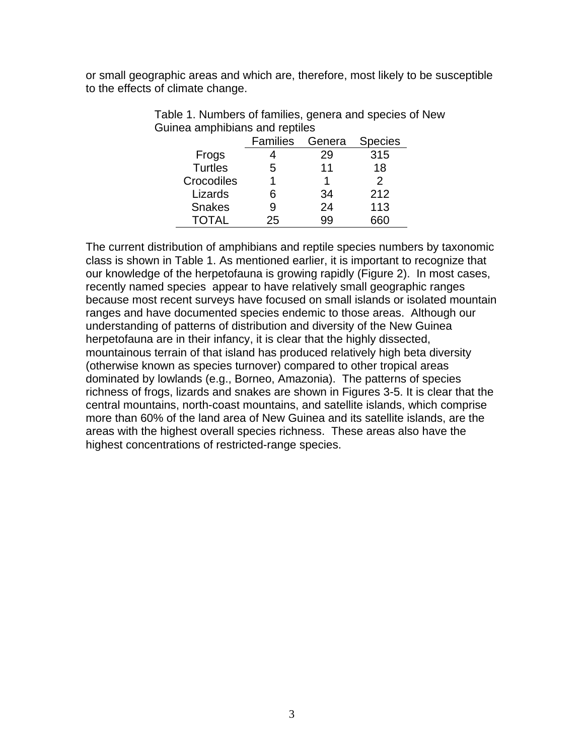or small geographic areas and which are, therefore, most likely to be susceptible to the effects of climate change.

Table 1. Numbers of families, genera and species of New Guinea amphibians and reptiles

| | Families | Genera | Species |
|---|---|---|---|
| Frogs | 4 | 29 | 315 |
| Turtles | 5 | 11 | 18 |
| Crocodiles | 1 | 1 | 2 |
| Lizards | 6 | 34 | 212 |
| Snakes | 9 | 24 | 113 |
| TOTAL | 25 | 99 | 660 |

The current distribution of amphibians and reptile species numbers by taxonomic class is shown in Table 1. As mentioned earlier, it is important to recognize that our knowledge of the herpetofauna is growing rapidly (Figure 2). In most cases, recently named species appear to have relatively small geographic ranges because most recent surveys have focused on small islands or isolated mountain ranges and have documented species endemic to those areas. Although our understanding of patterns of distribution and diversity of the New Guinea herpetofauna are in their infancy, it is clear that the highly dissected, mountainous terrain of that island has produced relatively high beta diversity (otherwise known as species turnover) compared to other tropical areas dominated by lowlands (e.g., Borneo, Amazonia). The patterns of species richness of frogs, lizards and snakes are shown in Figures 3-5. It is clear that the central mountains, north-coast mountains, and satellite islands, which comprise more than 60% of the land area of New Guinea and its satellite islands, are the areas with the highest overall species richness. These areas also have the highest concentrations of restricted-range species.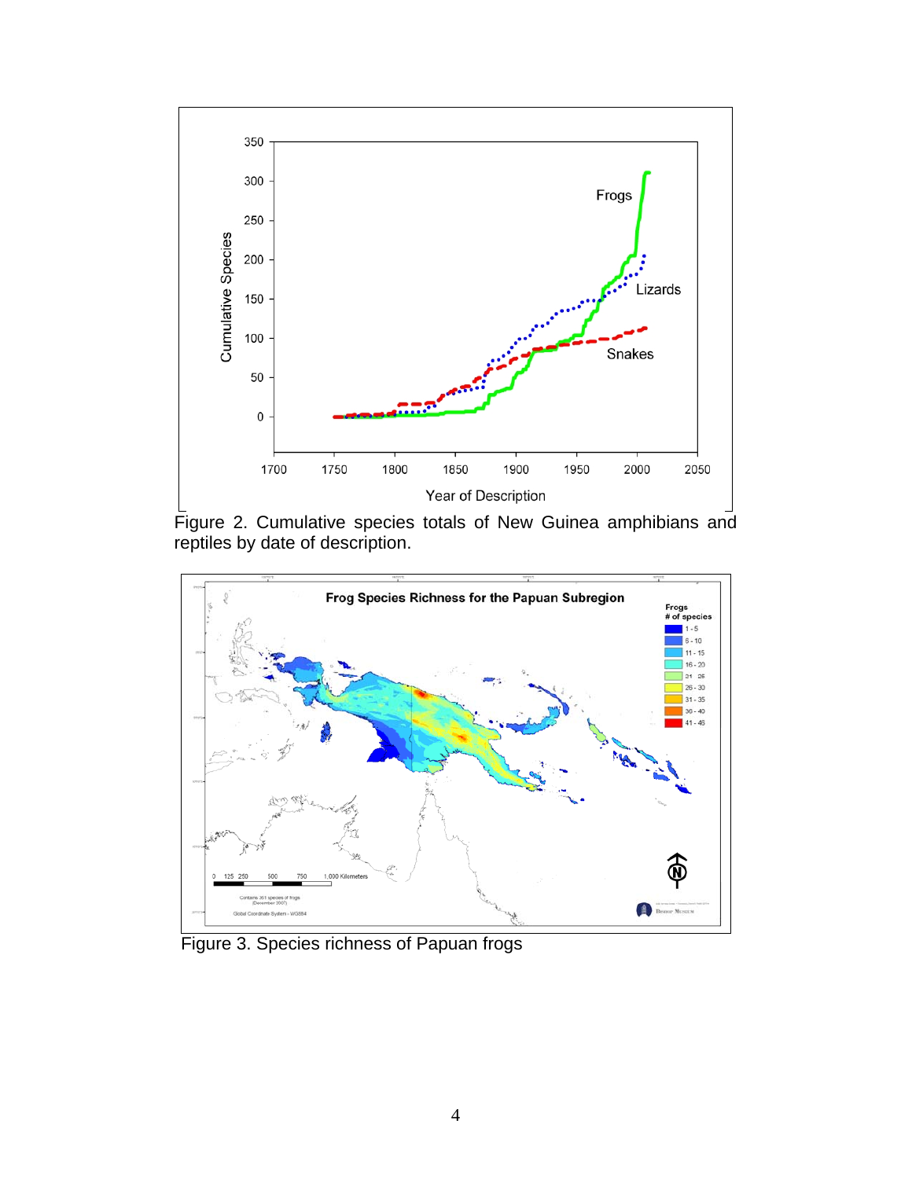Figure 2. Cumulative species totals of New Guinea amphibians and reptiles by date of description.

Figure 3. Species richness of Papuan frogs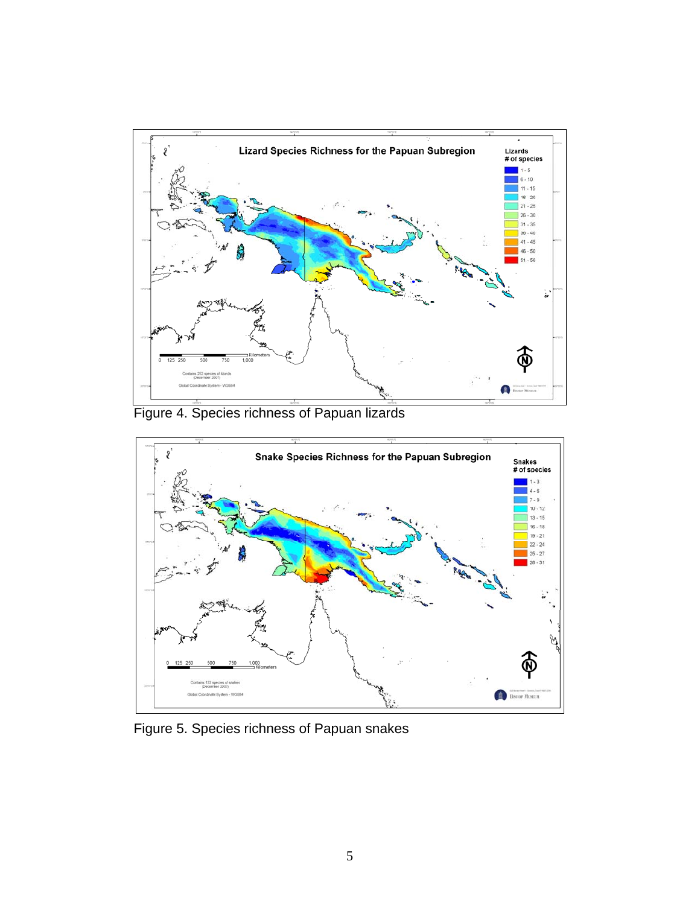Figure 4. Species richness of Papuan lizards

Figure 5. Species richness of Papuan snakes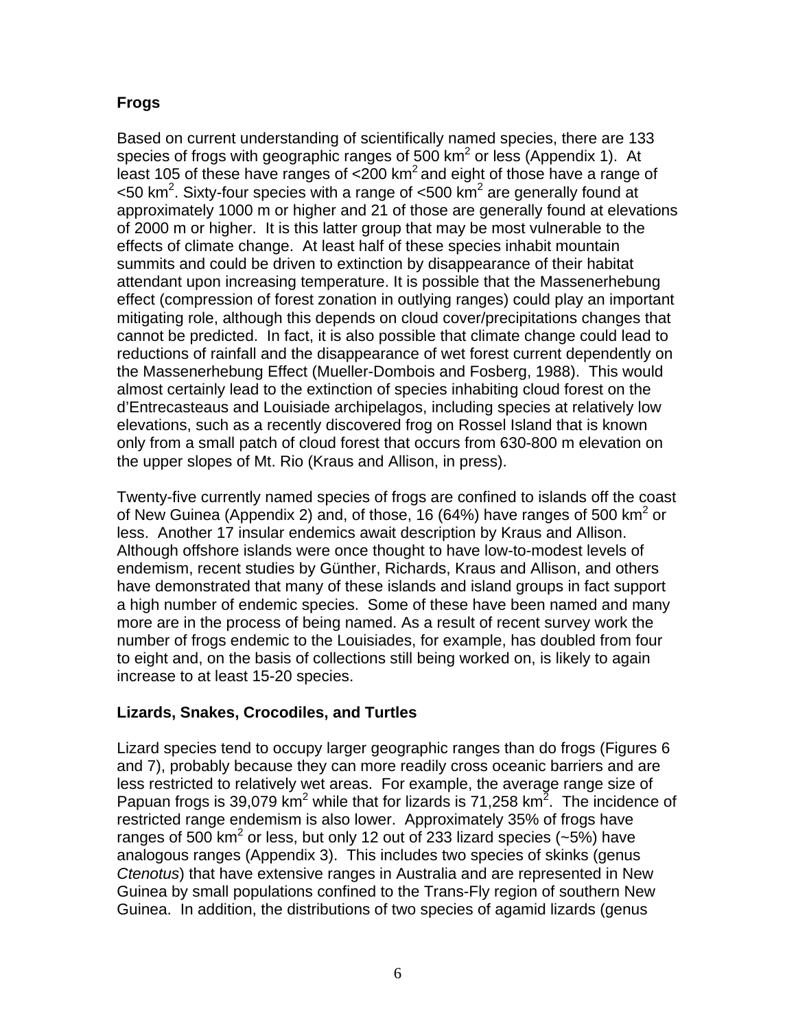## Frogs

Based on current understanding of scientifically named species, there are 133 species of frogs with geographic ranges of 500 $km^2$ or less (Appendix 1). At least 105 of these have ranges of <200 $km^2$ and eight of those have a range of <50 $km^2$. Sixty-four species with a range of <500 $km^2$ are generally found at approximately 1000 m or higher and 21 of those are generally found at elevations of 2000 m or higher. It is this latter group that may be most vulnerable to the effects of climate change. At least half of these species inhabit mountain summits and could be driven to extinction by disappearance of their habitat attendant upon increasing temperature. It is possible that the Massenerhebung effect (compression of forest zonation in outlying ranges) could play an important mitigating role, although this depends on cloud cover/precipitations changes that cannot be predicted. In fact, it is also possible that climate change could lead to reductions of rainfall and the disappearance of wet forest current dependently on the Massenerhebung Effect (Mueller-Dombois and Fosberg, 1988). This would almost certainly lead to the extinction of species inhabiting cloud forest on the d'Entrecasteaus and Louisiade archipelagos, including species at relatively low elevations, such as a recently discovered frog on Rossel Island that is known only from a small patch of cloud forest that occurs from 630-800 m elevation on the upper slopes of Mt. Rio (Kraus and Allison, in press).

Twenty-five currently named species of frogs are confined to islands off the coast of New Guinea (Appendix 2) and, of those, 16 (64%) have ranges of 500 $km^2$ or less. Another 17 insular endemics await description by Kraus and Allison. Although offshore islands were once thought to have low-to-modest levels of endemism, recent studies by Günther, Richards, Kraus and Allison, and others have demonstrated that many of these islands and island groups in fact support a high number of endemic species. Some of these have been named and many more are in the process of being named. As a result of recent survey work the number of frogs endemic to the Louisiades, for example, has doubled from four to eight and, on the basis of collections still being worked on, is likely to again increase to at least 15-20 species.

## Lizards, Snakes, Crocodiles, and Turtles

Lizard species tend to occupy larger geographic ranges than do frogs (Figures 6 and 7), probably because they can more readily cross oceanic barriers and are less restricted to relatively wet areas. For example, the average range size of Papuan frogs is 39,079 $km^2$ while that for lizards is 71,258 $km^2$. The incidence of restricted range endemism is also lower. Approximately 35% of frogs have ranges of 500 $km^2$ or less, but only 12 out of 233 lizard species (~5%) have analogous ranges (Appendix 3). This includes two species of skinks (genus *Ctenotus*) that have extensive ranges in Australia and are represented in New Guinea by small populations confined to the Trans-Fly region of southern New Guinea. In addition, the distributions of two species of agamid lizards (genus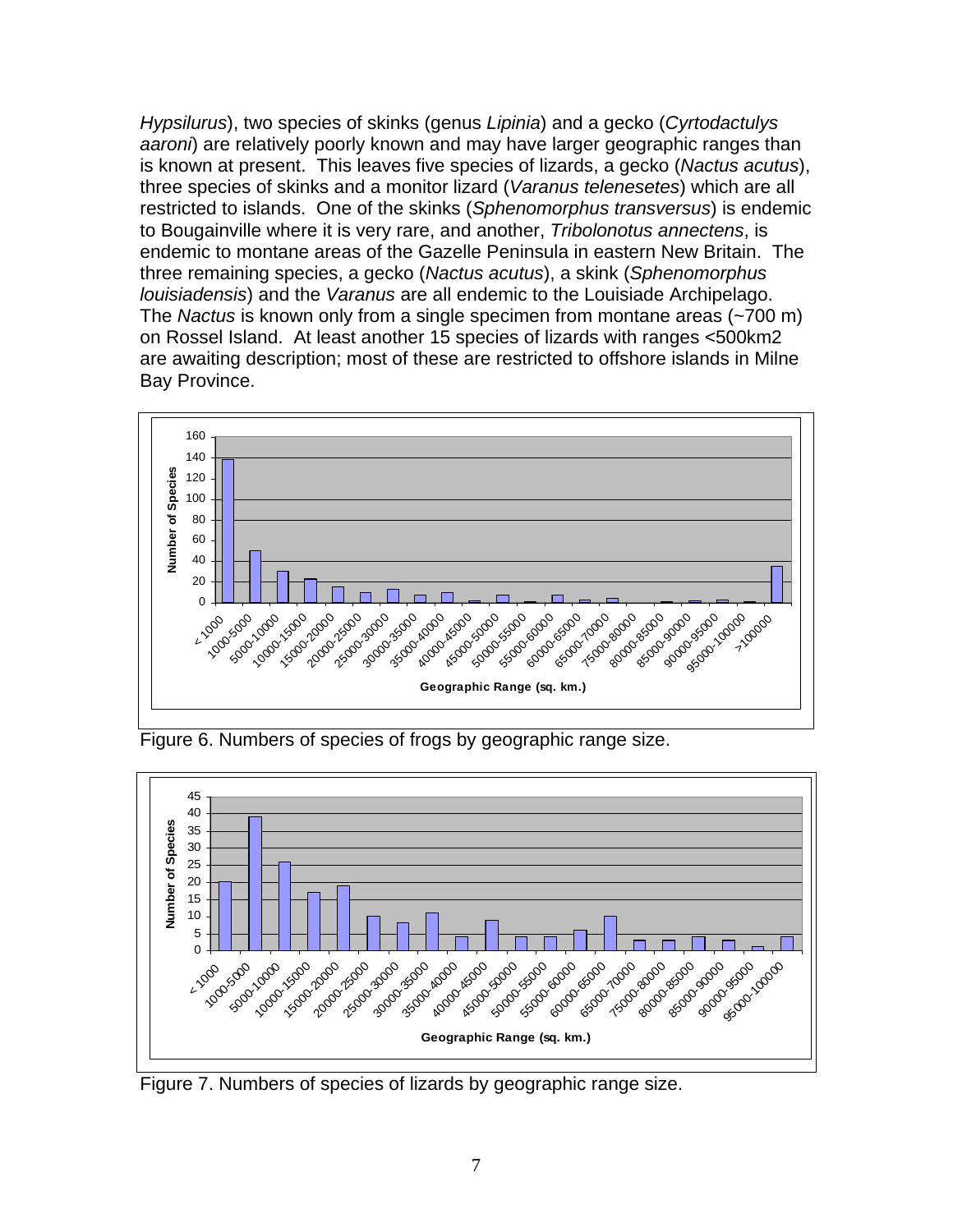*Hypsilurus*), two species of skinks (genus *Lipinia*) and a gecko (*Cyrtodactulys aaroni*) are relatively poorly known and may have larger geographic ranges than is known at present. This leaves five species of lizards, a gecko (*Nactus acutus*), three species of skinks and a monitor lizard (*Varanus telenesetes*) which are all restricted to islands. One of the skinks (*Sphenomorphus transversus*) is endemic to Bougainville where it is very rare, and another, *Tribolonotus annectens*, is endemic to montane areas of the Gazelle Peninsula in eastern New Britain. The three remaining species, a gecko (*Nactus acutus*), a skink (*Sphenomorphus louisiadensis*) and the *Varanus* are all endemic to the Louisiade Archipelago. The *Nactus* is known only from a single specimen from montane areas (~700 m) on Rossel Island. At least another 15 species of lizards with ranges <500km2 are awaiting description; most of these are restricted to offshore islands in Milne Bay Province.

Figure 6. Numbers of species of frogs by geographic range size.

Figure 7. Numbers of species of lizards by geographic range size.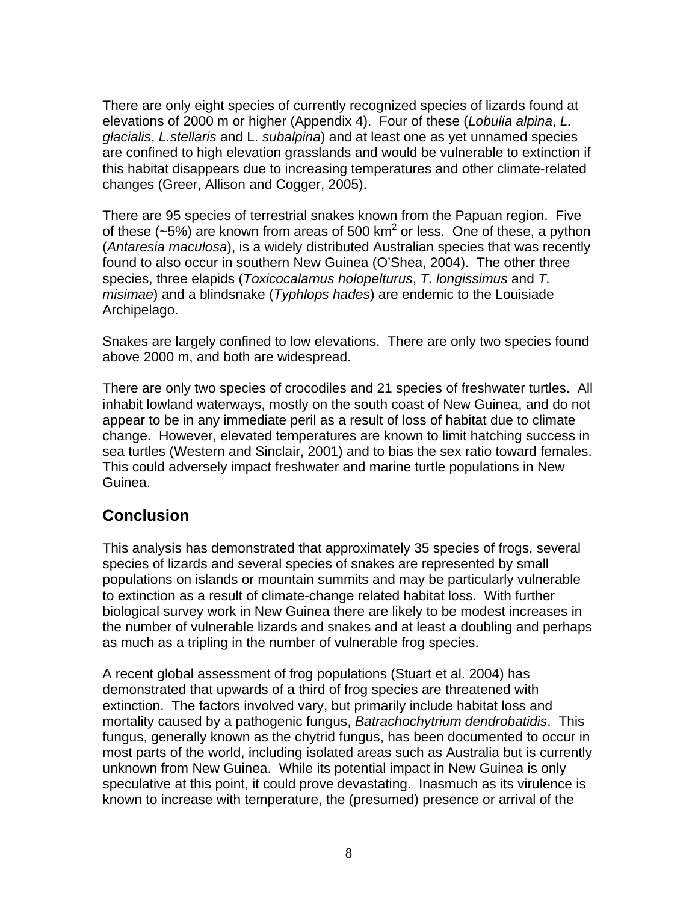There are only eight species of currently recognized species of lizards found at elevations of 2000 m or higher (Appendix 4). Four of these (*Lobulia alpina*, *L. glacialis*, *L.stellaris* and L. *subalpina*) and at least one as yet unnamed species are confined to high elevation grasslands and would be vulnerable to extinction if this habitat disappears due to increasing temperatures and other climate-related changes (Greer, Allison and Cogger, 2005).

There are 95 species of terrestrial snakes known from the Papuan region. Five of these (~5%) are known from areas of 500 km$^2$ or less. One of these, a python (*Antaresia maculosa*), is a widely distributed Australian species that was recently found to also occur in southern New Guinea (O'Shea, 2004). The other three species, three elapids (*Toxicocalamus holopelturus*, *T. longissimus* and *T. misimae*) and a blindsnake (*Typhlops hades*) are endemic to the Louisiade Archipelago.

Snakes are largely confined to low elevations. There are only two species found above 2000 m, and both are widespread.

There are only two species of crocodiles and 21 species of freshwater turtles. All inhabit lowland waterways, mostly on the south coast of New Guinea, and do not appear to be in any immediate peril as a result of loss of habitat due to climate change. However, elevated temperatures are known to limit hatching success in sea turtles (Western and Sinclair, 2001) and to bias the sex ratio toward females. This could adversely impact freshwater and marine turtle populations in New Guinea.

## Conclusion

This analysis has demonstrated that approximately 35 species of frogs, several species of lizards and several species of snakes are represented by small populations on islands or mountain summits and may be particularly vulnerable to extinction as a result of climate-change related habitat loss. With further biological survey work in New Guinea there are likely to be modest increases in the number of vulnerable lizards and snakes and at least a doubling and perhaps as much as a tripling in the number of vulnerable frog species.

A recent global assessment of frog populations (Stuart et al. 2004) has demonstrated that upwards of a third of frog species are threatened with extinction. The factors involved vary, but primarily include habitat loss and mortality caused by a pathogenic fungus, *Batrachochytrium dendrobatidis*. This fungus, generally known as the chytrid fungus, has been documented to occur in most parts of the world, including isolated areas such as Australia but is currently unknown from New Guinea. While its potential impact in New Guinea is only speculative at this point, it could prove devastating. Inasmuch as its virulence is known to increase with temperature, the (presumed) presence or arrival of the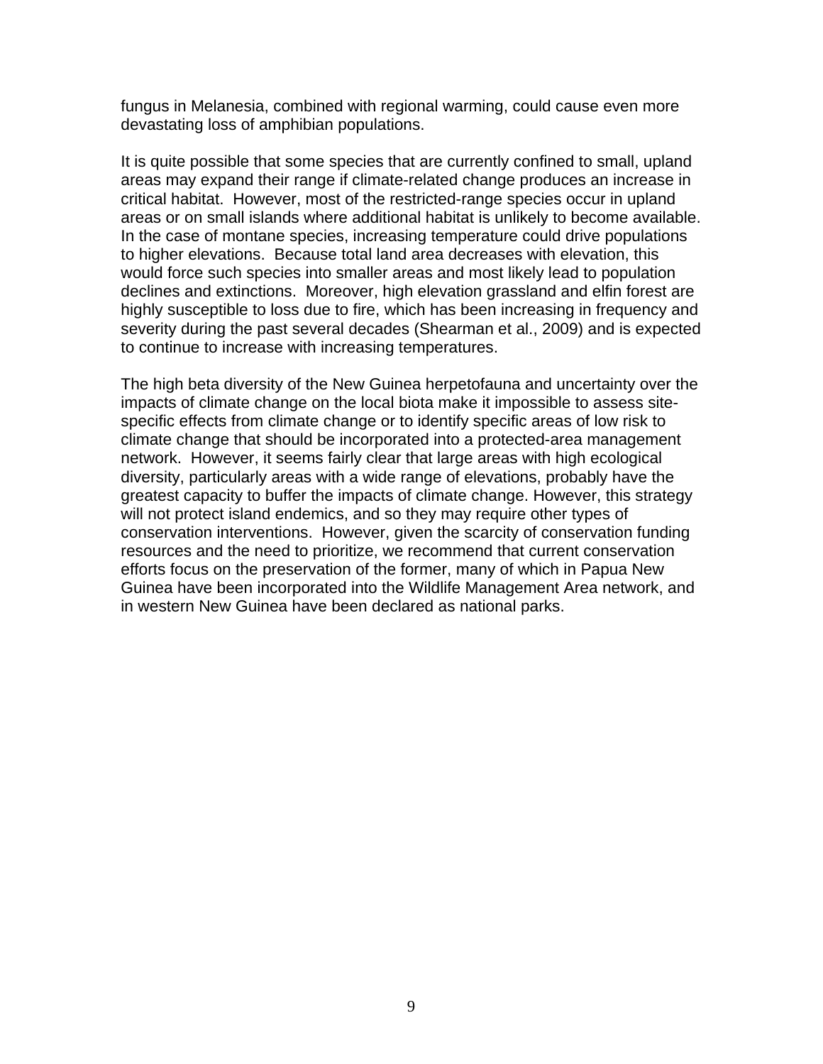fungus in Melanesia, combined with regional warming, could cause even more devastating loss of amphibian populations.

It is quite possible that some species that are currently confined to small, upland areas may expand their range if climate-related change produces an increase in critical habitat. However, most of the restricted-range species occur in upland areas or on small islands where additional habitat is unlikely to become available. In the case of montane species, increasing temperature could drive populations to higher elevations. Because total land area decreases with elevation, this would force such species into smaller areas and most likely lead to population declines and extinctions. Moreover, high elevation grassland and elfin forest are highly susceptible to loss due to fire, which has been increasing in frequency and severity during the past several decades (Shearman et al., 2009) and is expected to continue to increase with increasing temperatures.

The high beta diversity of the New Guinea herpetofauna and uncertainty over the impacts of climate change on the local biota make it impossible to assess site-specific effects from climate change or to identify specific areas of low risk to climate change that should be incorporated into a protected-area management network. However, it seems fairly clear that large areas with high ecological diversity, particularly areas with a wide range of elevations, probably have the greatest capacity to buffer the impacts of climate change. However, this strategy will not protect island endemics, and so they may require other types of conservation interventions. However, given the scarcity of conservation funding resources and the need to prioritize, we recommend that current conservation efforts focus on the preservation of the former, many of which in Papua New Guinea have been incorporated into the Wildlife Management Area network, and in western New Guinea have been declared as national parks.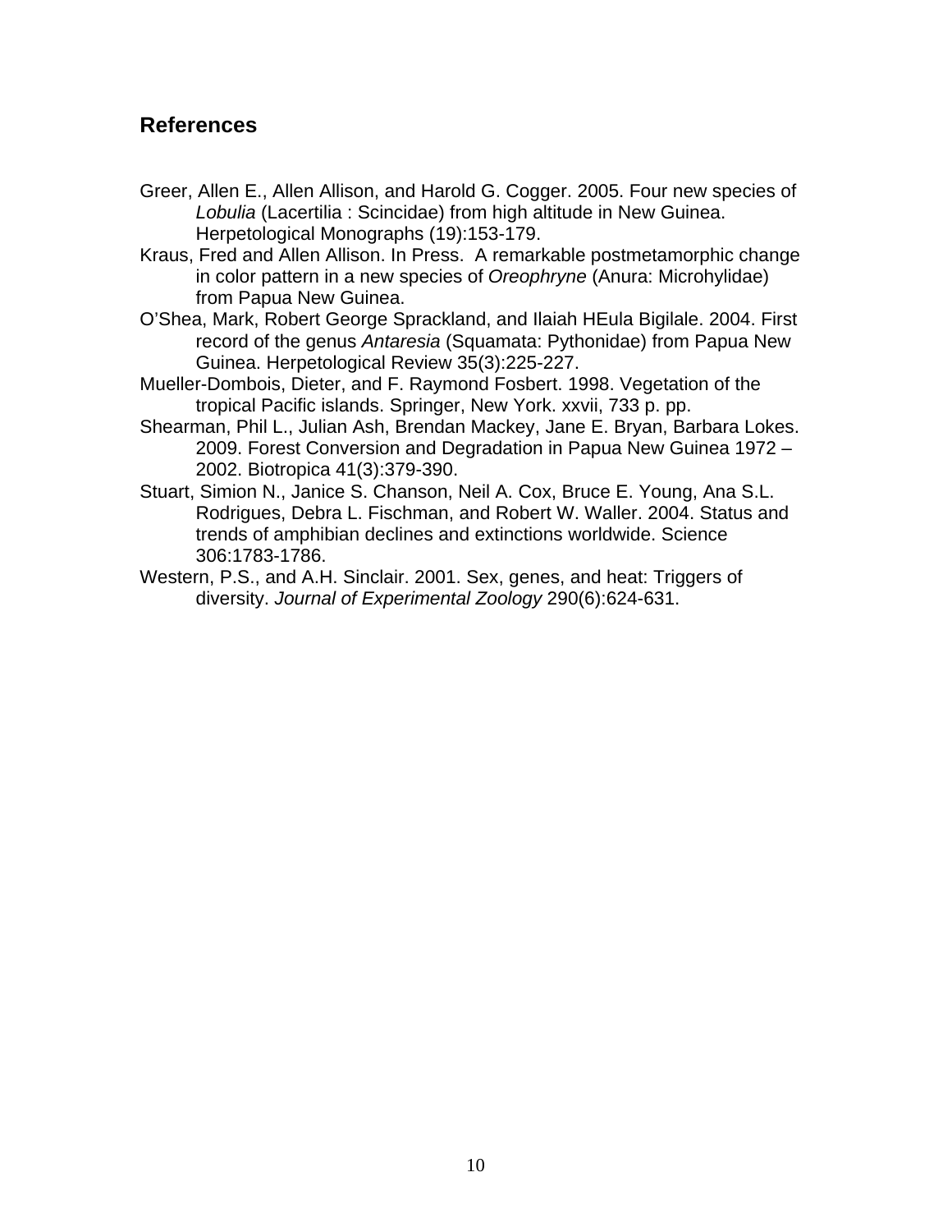## References

Greer, Allen E., Allen Allison, and Harold G. Cogger. 2005. Four new species of *Lobulia* (Lacertilia : Scincidae) from high altitude in New Guinea. Herpetological Monographs (19):153-179.

Kraus, Fred and Allen Allison. In Press. A remarkable postmetamorphic change in color pattern in a new species of *Oreophryne* (Anura: Microhylidae) from Papua New Guinea.

O'Shea, Mark, Robert George Sprackland, and Ilaiah HEula Bigilale. 2004. First record of the genus *Antaresia* (Squamata: Pythonidae) from Papua New Guinea. Herpetological Review 35(3):225-227.

Mueller-Dombois, Dieter, and F. Raymond Fosbert. 1998. Vegetation of the tropical Pacific islands. Springer, New York. xxvii, 733 p. pp.

Shearman, Phil L., Julian Ash, Brendan Mackey, Jane E. Bryan, Barbara Lokes. 2009. Forest Conversion and Degradation in Papua New Guinea 1972 – 2002. Biotropica 41(3):379-390.

Stuart, Simion N., Janice S. Chanson, Neil A. Cox, Bruce E. Young, Ana S.L. Rodrigues, Debra L. Fischman, and Robert W. Waller. 2004. Status and trends of amphibian declines and extinctions worldwide. Science 306:1783-1786.

Western, P.S., and A.H. Sinclair. 2001. Sex, genes, and heat: Triggers of diversity. *Journal of Experimental Zoology* 290(6):624-631.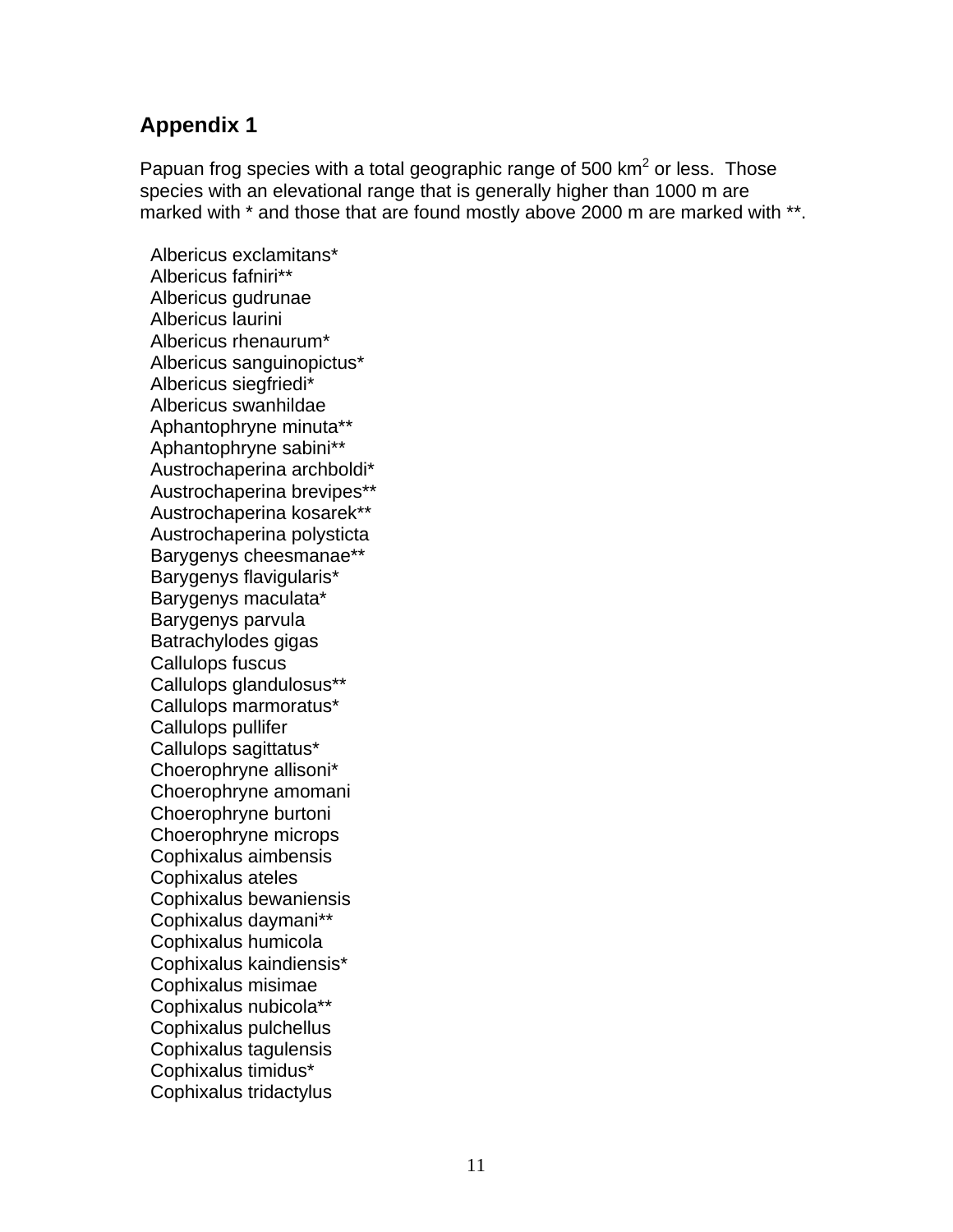## Appendix 1

Papuan frog species with a total geographic range of 500 km$^2$ or less. Those species with an elevational range that is generally higher than 1000 m are marked with * and those that are found mostly above 2000 m are marked with **.

Albericus exclamitans*  
Albericus fafniri**  
Albericus gudrunae  
Albericus laurini  
Albericus rhenaurum*  
Albericus sanguinopictus*  
Albericus siegfriedi*  
Albericus swanhildae  
Aphantophryne minuta**  
Aphantophryne sabini**  
Austrochaperina archboldi*  
Austrochaperina brevipes**  
Austrochaperina kosarek**  
Austrochaperina polysticta  
Barygenys cheesmanae**  
Barygenys flavigularis*  
Barygenys maculata*  
Barygenys parvula  
Batrachylodes gigas  
Callulops fuscus  
Callulops glandulosus**  
Callulops marmoratus*  
Callulops pullifer  
Callulops sagittatus*  
Choerophryne allisoni*  
Choerophryne amomani  
Choerophryne burtoni  
Choerophryne microps  
Cophixalus aimbensis  
Cophixalus ateles  
Cophixalus bewaniensis  
Cophixalus daymani**  
Cophixalus humicola  
Cophixalus kaindiensis*  
Cophixalus misimae  
Cophixalus nubicola**  
Cophixalus pulchellus  
Cophixalus tagulensis  
Cophixalus timidus*  
Cophixalus tridactylus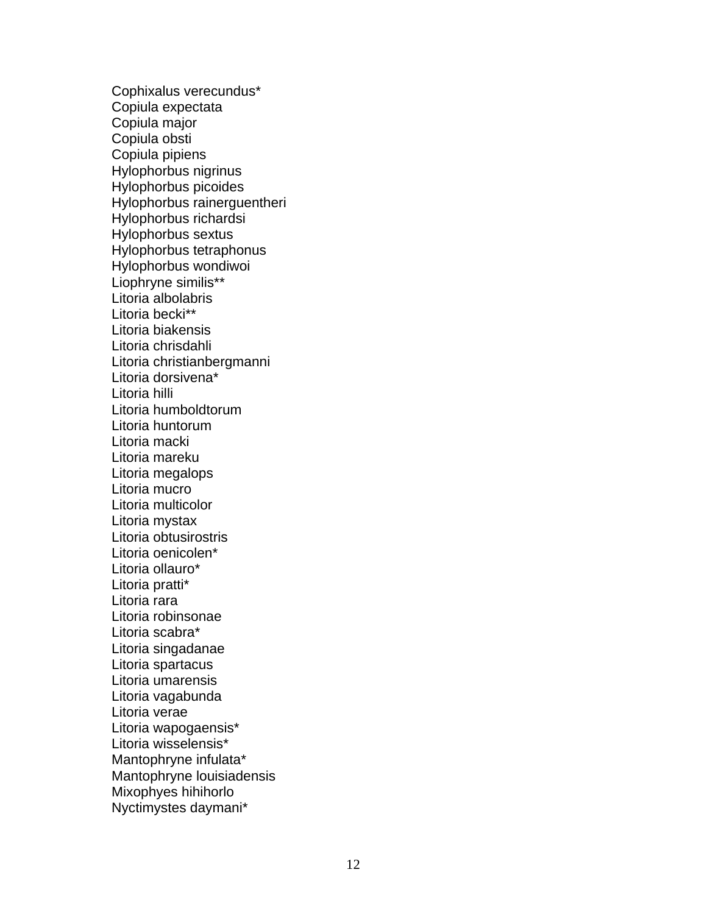Cophixalus verecundus*
Copiula expectata
Copiula major
Copiula obsti
Copiula pipiens
Hylophorbus nigrinus
Hylophorbus picoides
Hylophorbus rainerguentheri
Hylophorbus richardsi
Hylophorbus sextus
Hylophorbus tetraphonus
Hylophorbus wondiwoi
Liophryne similis**
Litoria albolabris
Litoria becki**
Litoria biakensis
Litoria chrisdahli
Litoria christianbergmanni
Litoria dorsivena*
Litoria hilli
Litoria humboldtorum
Litoria huntorum
Litoria macki
Litoria mareku
Litoria megalops
Litoria mucro
Litoria multicolor
Litoria mystax
Litoria obtusirostris
Litoria oenicolen*
Litoria ollauro*
Litoria pratti*
Litoria rara
Litoria robinsonae
Litoria scabra*
Litoria singadanae
Litoria spartacus
Litoria umarensis
Litoria vagabunda
Litoria verae
Litoria wapogaensis*
Litoria wisselensis*
Mantophryne infulata*
Mantophryne louisiadensis
Mixophyes hihihorlo
Nyctimystes daymani*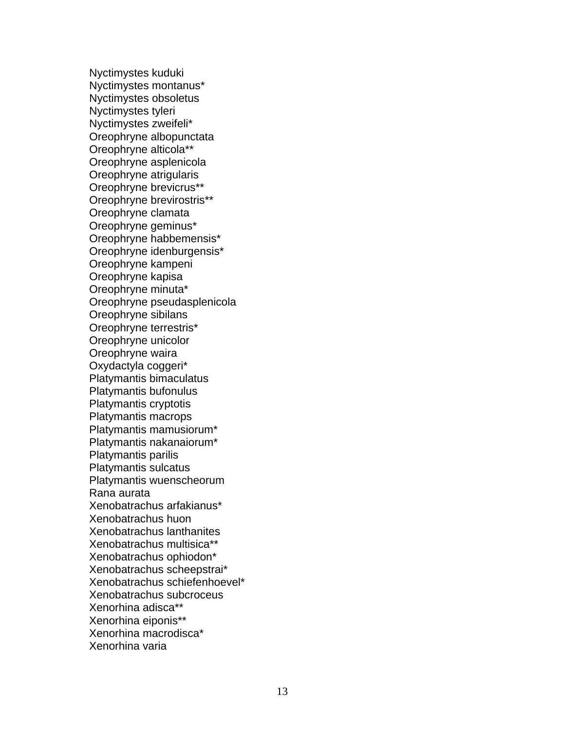Nyctimystes kuduki
Nyctimystes montanus*
Nyctimystes obsoletus
Nyctimystes tyleri
Nyctimystes zweifeli*
Oreophryne albopunctata
Oreophryne alticola**
Oreophryne asplenicola
Oreophryne atrigularis
Oreophryne brevicrus**
Oreophryne brevirostris**
Oreophryne clamata
Oreophryne geminus*
Oreophryne habbemensis*
Oreophryne idenburgensis*
Oreophryne kampeni
Oreophryne kapisa
Oreophryne minuta*
Oreophryne pseudasplenicola
Oreophryne sibilans
Oreophryne terrestris*
Oreophryne unicolor
Oreophryne waira
Oxydactyla coggeri*
Platymantis bimaculatus
Platymantis bufonulus
Platymantis cryptotis
Platymantis macrops
Platymantis mamusiorum*
Platymantis nakanaiorum*
Platymantis parilis
Platymantis sulcatus
Platymantis wuenscheorum
Rana aurata
Xenobatrachus arfakianus*
Xenobatrachus huon
Xenobatrachus lanthanites
Xenobatrachus multisica**
Xenobatrachus ophiodon*
Xenobatrachus scheepstrai*
Xenobatrachus schiefenhoevel*
Xenobatrachus subcroceus
Xenorhina adisca**
Xenorhina eiponis**
Xenorhina macrodisca*
Xenorhina varia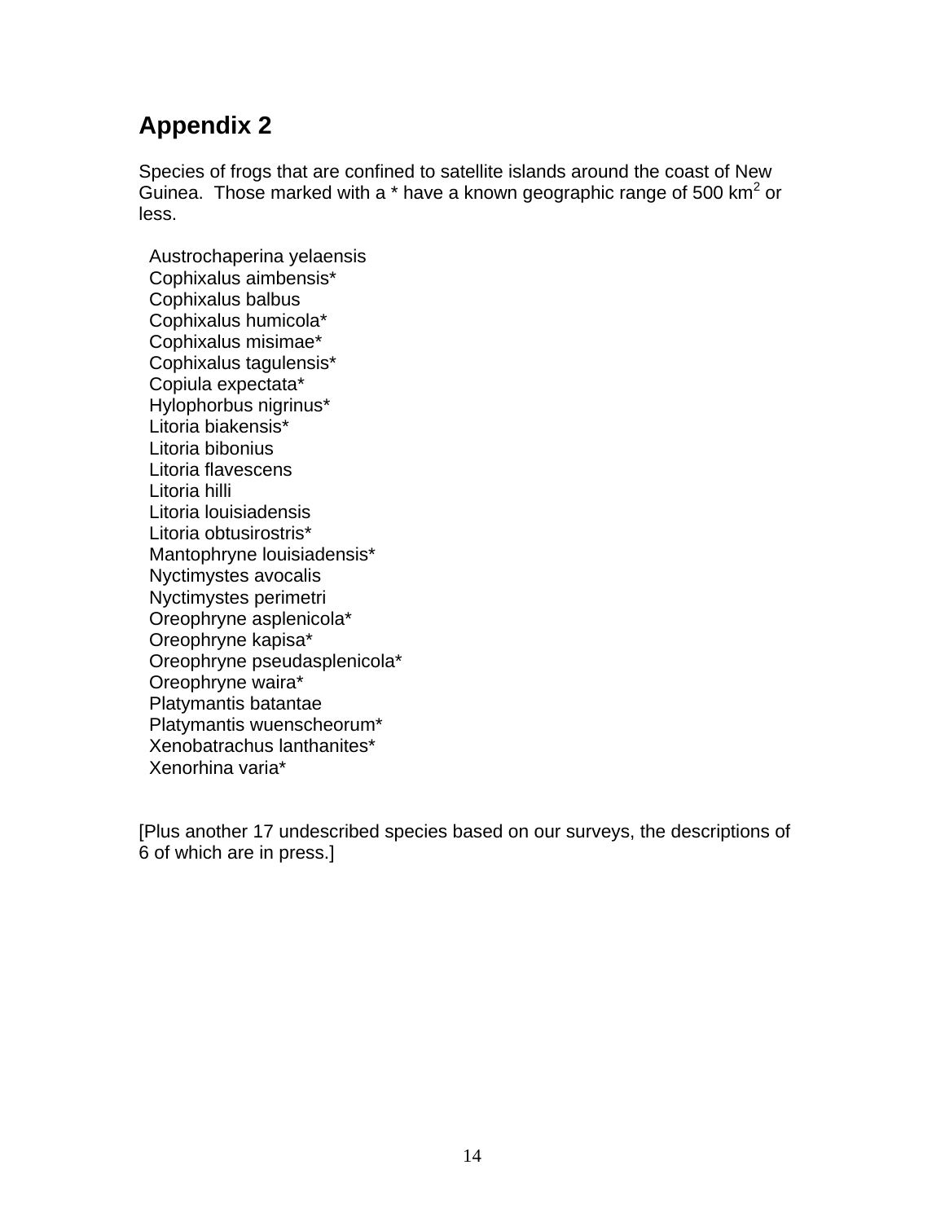# Appendix 2

Species of frogs that are confined to satellite islands around the coast of New Guinea. Those marked with a * have a known geographic range of 500 km$^2$ or less.

Austrochaperina yelaensis
Cophixalus aimbensis*
Cophixalus balbus
Cophixalus humicola*
Cophixalus misimae*
Cophixalus tagulensis*
Copiula expectata*
Hylophorbus nigrinus*
Litoria biakensis*
Litoria bibonius
Litoria flavescens
Litoria hilli
Litoria louisiadensis
Litoria obtusirostris*
Mantophryne louisiadensis*
Nyctimystes avocalis
Nyctimystes perimetri
Oreophryne asplenicola*
Oreophryne kapisa*
Oreophryne pseudasplenicola*
Oreophryne waira*
Platymantis batantae
Platymantis wuenscheorum*
Xenobatrachus lanthanites*
Xenorhina varia*

[Plus another 17 undescribed species based on our surveys, the descriptions of 6 of which are in press.]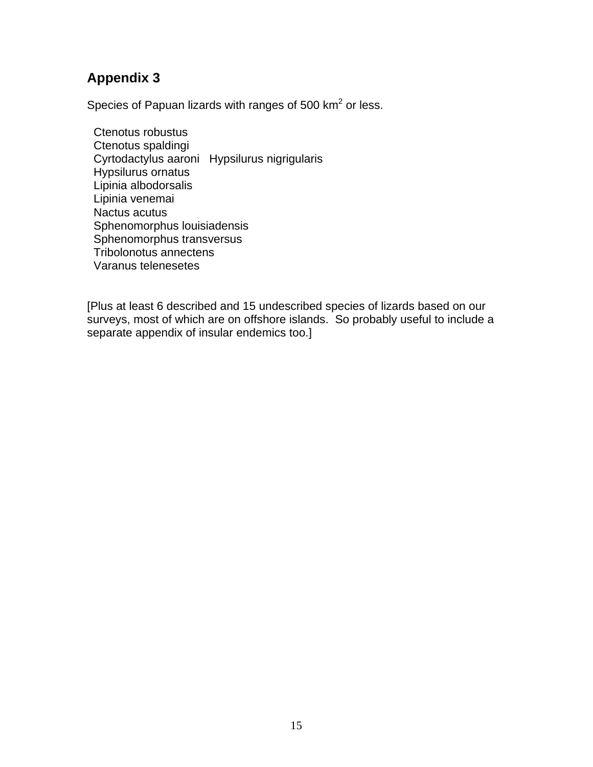## Appendix 3

Species of Papuan lizards with ranges of 500 km$^2$ or less.

- Ctenotus robustus
- Ctenotus spaldingi
- Cyrtodactylus aaroni
- Hypsilurus nigrigularis
- Hypsilurus ornatus
- Lipinia albodorsalis
- Lipinia venemai
- Nactus acutus
- Sphenomorphus louisiadensis
- Sphenomorphus transversus
- Tribolonotus annectens
- Varanus telenesetes

[Plus at least 6 described and 15 undescribed species of lizards based on our surveys, most of which are on offshore islands. So probably useful to include a separate appendix of insular endemics too.]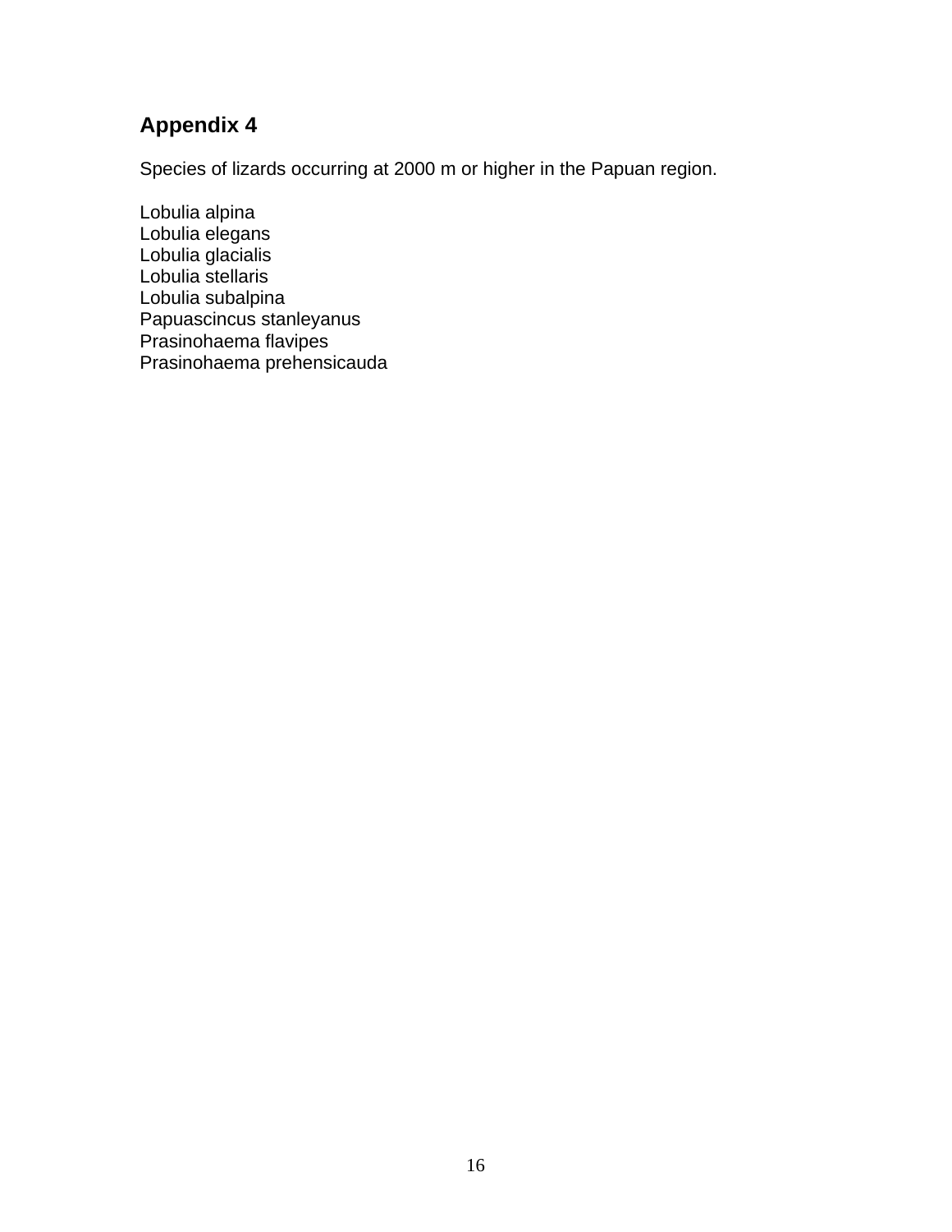## Appendix 4

Species of lizards occurring at 2000 m or higher in the Papuan region.

Lobulia alpina
Lobulia elegans
Lobulia glacialis
Lobulia stellaris
Lobulia subalpina
Papuascincus stanleyanus
Prasinohaema flavipes
Prasinohaema prehensicauda